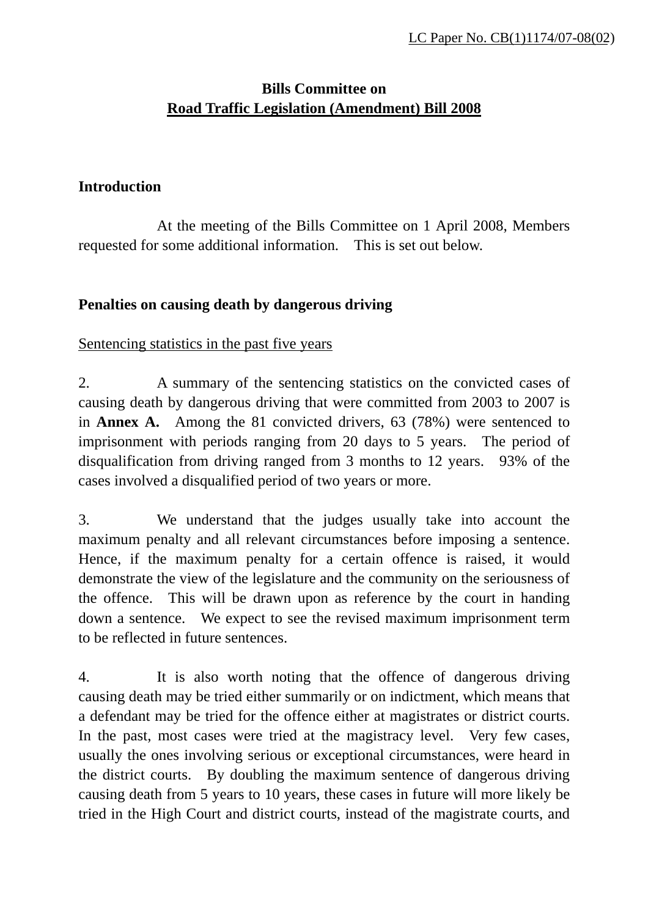LC Paper No. CB(1)1174/07-08(02)

**Bills Committee on**
**Road Traffic Legislation (Amendment) Bill 2008**

## Introduction

At the meeting of the Bills Committee on 1 April 2008, Members requested for some additional information. This is set out below.

## Penalties on causing death by dangerous driving

Sentencing statistics in the past five years

2. A summary of the sentencing statistics on the convicted cases of causing death by dangerous driving that were committed from 2003 to 2007 is in **Annex A.** Among the 81 convicted drivers, 63 (78%) were sentenced to imprisonment with periods ranging from 20 days to 5 years. The period of disqualification from driving ranged from 3 months to 12 years. 93% of the cases involved a disqualified period of two years or more.

3. We understand that the judges usually take into account the maximum penalty and all relevant circumstances before imposing a sentence. Hence, if the maximum penalty for a certain offence is raised, it would demonstrate the view of the legislature and the community on the seriousness of the offence. This will be drawn upon as reference by the court in handing down a sentence. We expect to see the revised maximum imprisonment term to be reflected in future sentences.

4. It is also worth noting that the offence of dangerous driving causing death may be tried either summarily or on indictment, which means that a defendant may be tried for the offence either at magistrates or district courts. In the past, most cases were tried at the magistracy level. Very few cases, usually the ones involving serious or exceptional circumstances, were heard in the district courts. By doubling the maximum sentence of dangerous driving causing death from 5 years to 10 years, these cases in future will more likely be tried in the High Court and district courts, instead of the magistrate courts, and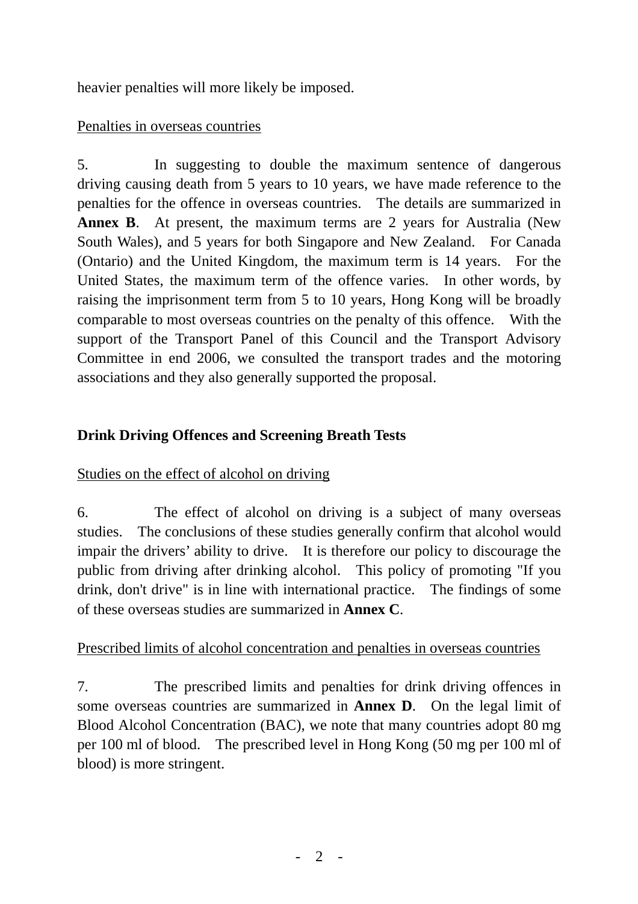heavier penalties will more likely be imposed.

Penalties in overseas countries

5. In suggesting to double the maximum sentence of dangerous driving causing death from 5 years to 10 years, we have made reference to the penalties for the offence in overseas countries. The details are summarized in **Annex B**. At present, the maximum terms are 2 years for Australia (New South Wales), and 5 years for both Singapore and New Zealand. For Canada (Ontario) and the United Kingdom, the maximum term is 14 years. For the United States, the maximum term of the offence varies. In other words, by raising the imprisonment term from 5 to 10 years, Hong Kong will be broadly comparable to most overseas countries on the penalty of this offence. With the support of the Transport Panel of this Council and the Transport Advisory Committee in end 2006, we consulted the transport trades and the motoring associations and they also generally supported the proposal.

**Drink Driving Offences and Screening Breath Tests**

Studies on the effect of alcohol on driving

6. The effect of alcohol on driving is a subject of many overseas studies. The conclusions of these studies generally confirm that alcohol would impair the drivers' ability to drive. It is therefore our policy to discourage the public from driving after drinking alcohol. This policy of promoting "If you drink, don't drive" is in line with international practice. The findings of some of these overseas studies are summarized in **Annex C**.

Prescribed limits of alcohol concentration and penalties in overseas countries

7. The prescribed limits and penalties for drink driving offences in some overseas countries are summarized in **Annex D**. On the legal limit of Blood Alcohol Concentration (BAC), we note that many countries adopt 80 mg per 100 ml of blood. The prescribed level in Hong Kong (50 mg per 100 ml of blood) is more stringent.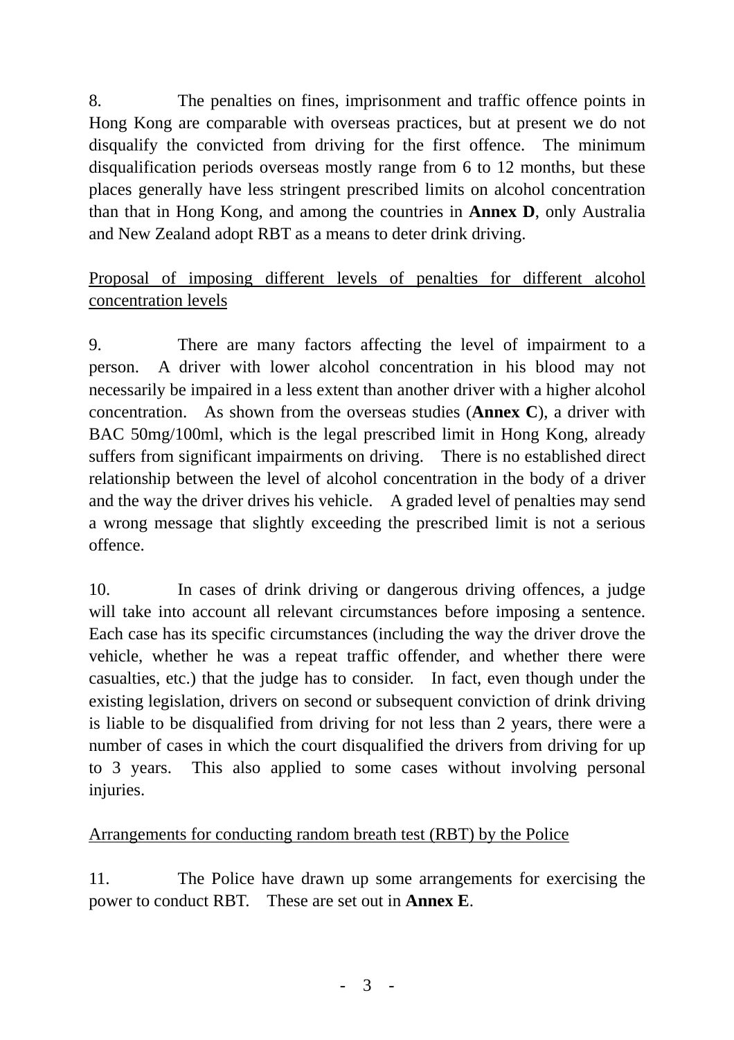8. The penalties on fines, imprisonment and traffic offence points in Hong Kong are comparable with overseas practices, but at present we do not disqualify the convicted from driving for the first offence. The minimum disqualification periods overseas mostly range from 6 to 12 months, but these places generally have less stringent prescribed limits on alcohol concentration than that in Hong Kong, and among the countries in **Annex D**, only Australia and New Zealand adopt RBT as a means to deter drink driving.

<u>Proposal of imposing different levels of penalties for different alcohol concentration levels</u>

9. There are many factors affecting the level of impairment to a person. A driver with lower alcohol concentration in his blood may not necessarily be impaired in a less extent than another driver with a higher alcohol concentration. As shown from the overseas studies (**Annex C**), a driver with BAC 50mg/100ml, which is the legal prescribed limit in Hong Kong, already suffers from significant impairments on driving. There is no established direct relationship between the level of alcohol concentration in the body of a driver and the way the driver drives his vehicle. A graded level of penalties may send a wrong message that slightly exceeding the prescribed limit is not a serious offence.

10. In cases of drink driving or dangerous driving offences, a judge will take into account all relevant circumstances before imposing a sentence. Each case has its specific circumstances (including the way the driver drove the vehicle, whether he was a repeat traffic offender, and whether there were casualties, etc.) that the judge has to consider. In fact, even though under the existing legislation, drivers on second or subsequent conviction of drink driving is liable to be disqualified from driving for not less than 2 years, there were a number of cases in which the court disqualified the drivers from driving for up to 3 years. This also applied to some cases without involving personal injuries.

<u>Arrangements for conducting random breath test (RBT) by the Police</u>

11. The Police have drawn up some arrangements for exercising the power to conduct RBT. These are set out in **Annex E**.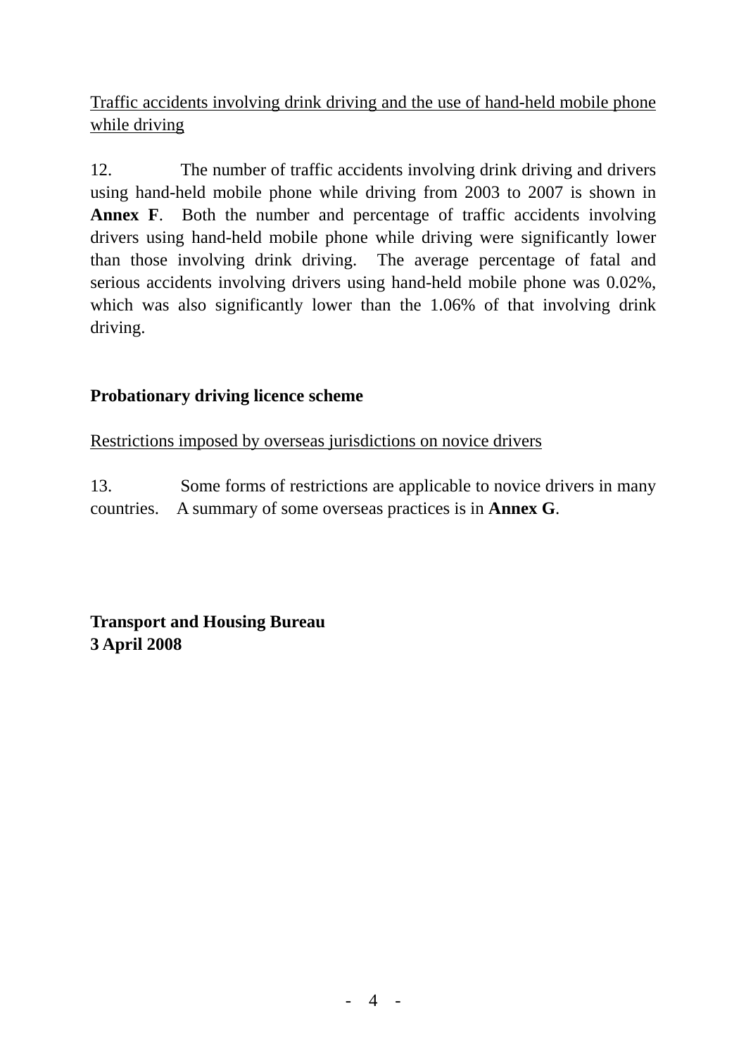<u>Traffic accidents involving drink driving and the use of hand-held mobile phone while driving</u>

12. The number of traffic accidents involving drink driving and drivers using hand-held mobile phone while driving from 2003 to 2007 is shown in **Annex F**. Both the number and percentage of traffic accidents involving drivers using hand-held mobile phone while driving were significantly lower than those involving drink driving. The average percentage of fatal and serious accidents involving drivers using hand-held mobile phone was 0.02%, which was also significantly lower than the 1.06% of that involving drink driving.

**Probationary driving licence scheme**

<u>Restrictions imposed by overseas jurisdictions on novice drivers</u>

13. Some forms of restrictions are applicable to novice drivers in many countries. A summary of some overseas practices is in **Annex G**.

**Transport and Housing Bureau**
**3 April 2008**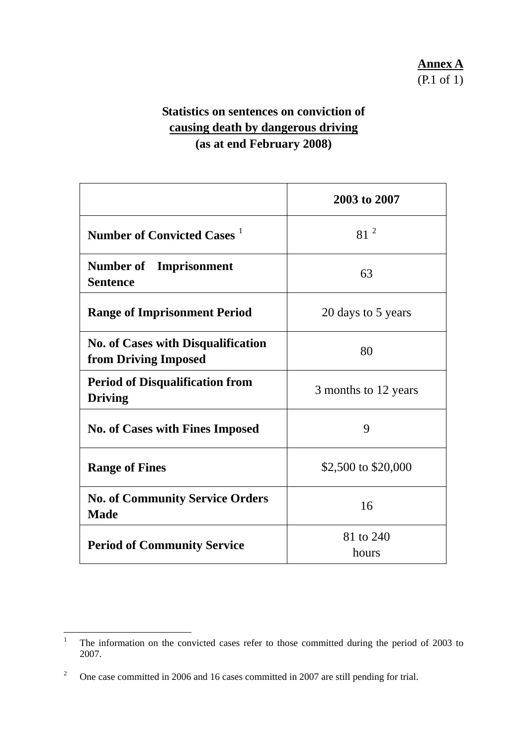**Annex A**
(P.1 of 1)

## Statistics on sentences on conviction of causing death by dangerous driving (as at end February 2008)

| | 2003 to 2007 |
|---|---|
| **Number of Convicted Cases** [1] | 81 [2] |
| **Number of Imprisonment Sentence** | 63 |
| **Range of Imprisonment Period** | 20 days to 5 years |
| **No. of Cases with Disqualification from Driving Imposed** | 80 |
| **Period of Disqualification from Driving** | 3 months to 12 years |
| **No. of Cases with Fines Imposed** | 9 |
| **Range of Fines** | $2,500 to $20,000 |
| **No. of Community Service Orders Made** | 16 |
| **Period of Community Service** | 81 to 240 hours |

[1] The information on the convicted cases refer to those committed during the period of 2003 to 2007.

[2] One case committed in 2006 and 16 cases committed in 2007 are still pending for trial.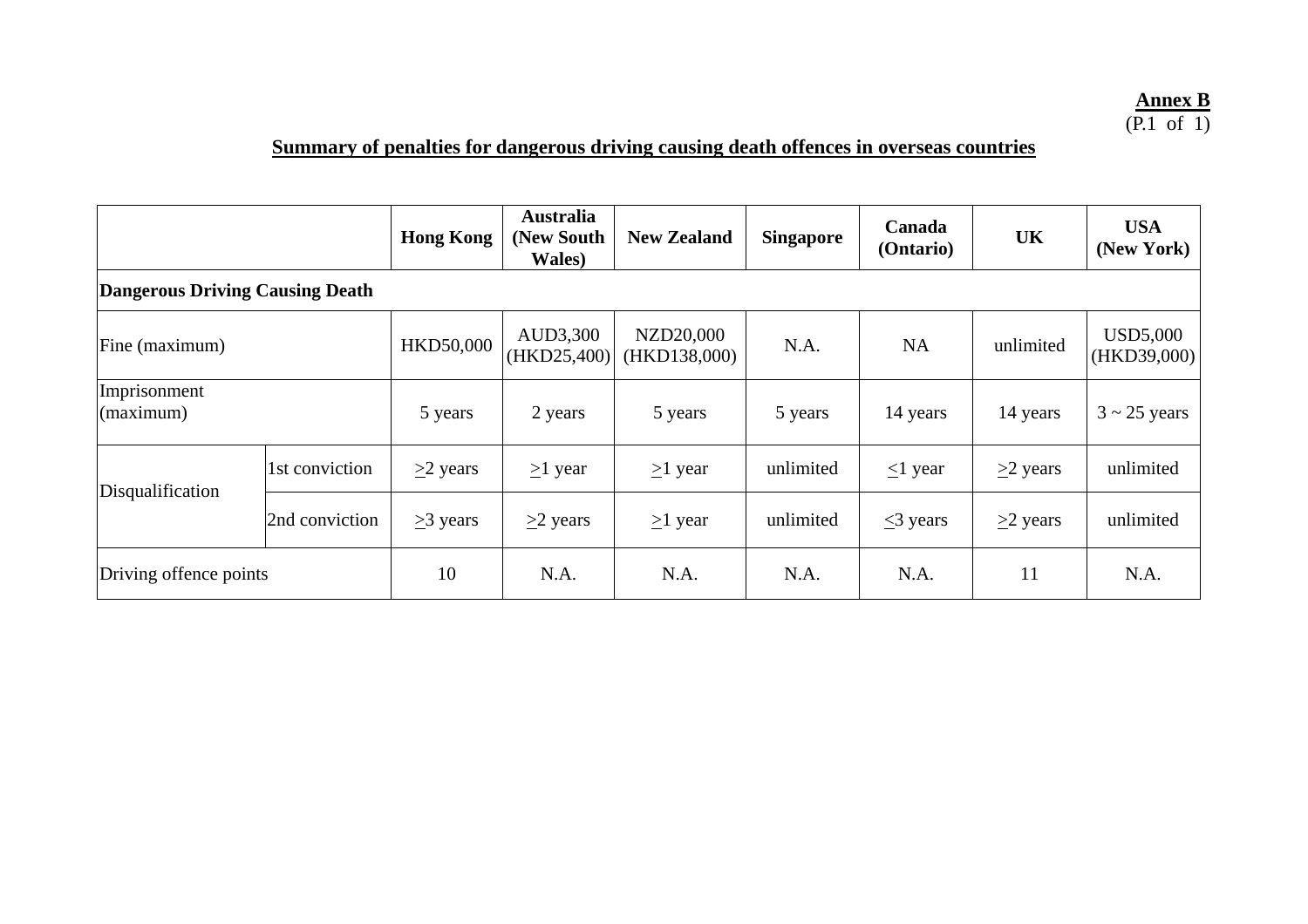**Annex B**
(P.1 of 1)

## Summary of penalties for dangerous driving causing death offences in overseas countries

| | | Hong Kong | Australia (New South Wales) | New Zealand | Singapore | Canada (Ontario) | UK | USA (New York) |
|---|---|---|---|---|---|---|---|---|
| **Dangerous Driving Causing Death** | | | | | | | | |
| Fine (maximum) | | HKD50,000 | AUD3,300 (HKD25,400) | NZD20,000 (HKD138,000) | N.A. | NA | unlimited | USD5,000 (HKD39,000) |
| Imprisonment (maximum) | | 5 years | 2 years | 5 years | 5 years | 14 years | 14 years | 3 ~ 25 years |
| Disqualification | 1st conviction | ≥2 years | ≥1 year | ≥1 year | unlimited | ≤1 year | ≥2 years | unlimited |
| | 2nd conviction | ≥3 years | ≥2 years | ≥1 year | unlimited | ≤3 years | ≥2 years | unlimited |
| Driving offence points | | 10 | N.A. | N.A. | N.A. | N.A. | 11 | N.A. |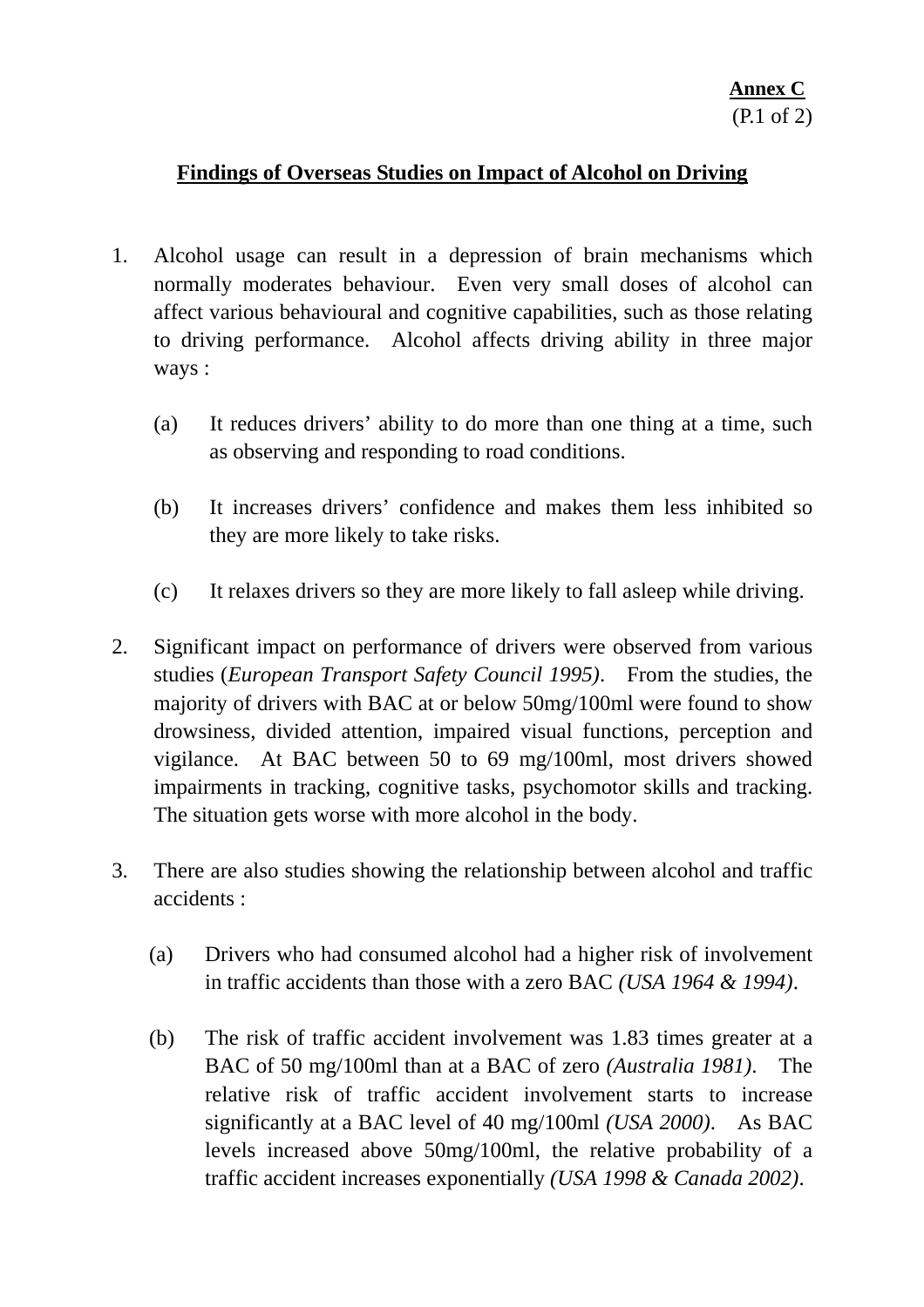**Annex C**
(P.1 of 2)

## Findings of Overseas Studies on Impact of Alcohol on Driving

1. Alcohol usage can result in a depression of brain mechanisms which normally moderates behaviour. Even very small doses of alcohol can affect various behavioural and cognitive capabilities, such as those relating to driving performance. Alcohol affects driving ability in three major ways :

   (a) It reduces drivers' ability to do more than one thing at a time, such as observing and responding to road conditions.

   (b) It increases drivers' confidence and makes them less inhibited so they are more likely to take risks.

   (c) It relaxes drivers so they are more likely to fall asleep while driving.

2. Significant impact on performance of drivers were observed from various studies (*European Transport Safety Council 1995)*. From the studies, the majority of drivers with BAC at or below 50mg/100ml were found to show drowsiness, divided attention, impaired visual functions, perception and vigilance. At BAC between 50 to 69 mg/100ml, most drivers showed impairments in tracking, cognitive tasks, psychomotor skills and tracking. The situation gets worse with more alcohol in the body.

3. There are also studies showing the relationship between alcohol and traffic accidents :

   (a) Drivers who had consumed alcohol had a higher risk of involvement in traffic accidents than those with a zero BAC *(USA 1964 & 1994)*.

   (b) The risk of traffic accident involvement was 1.83 times greater at a BAC of 50 mg/100ml than at a BAC of zero *(Australia 1981)*. The relative risk of traffic accident involvement starts to increase significantly at a BAC level of 40 mg/100ml *(USA 2000)*. As BAC levels increased above 50mg/100ml, the relative probability of a traffic accident increases exponentially *(USA 1998 & Canada 2002)*.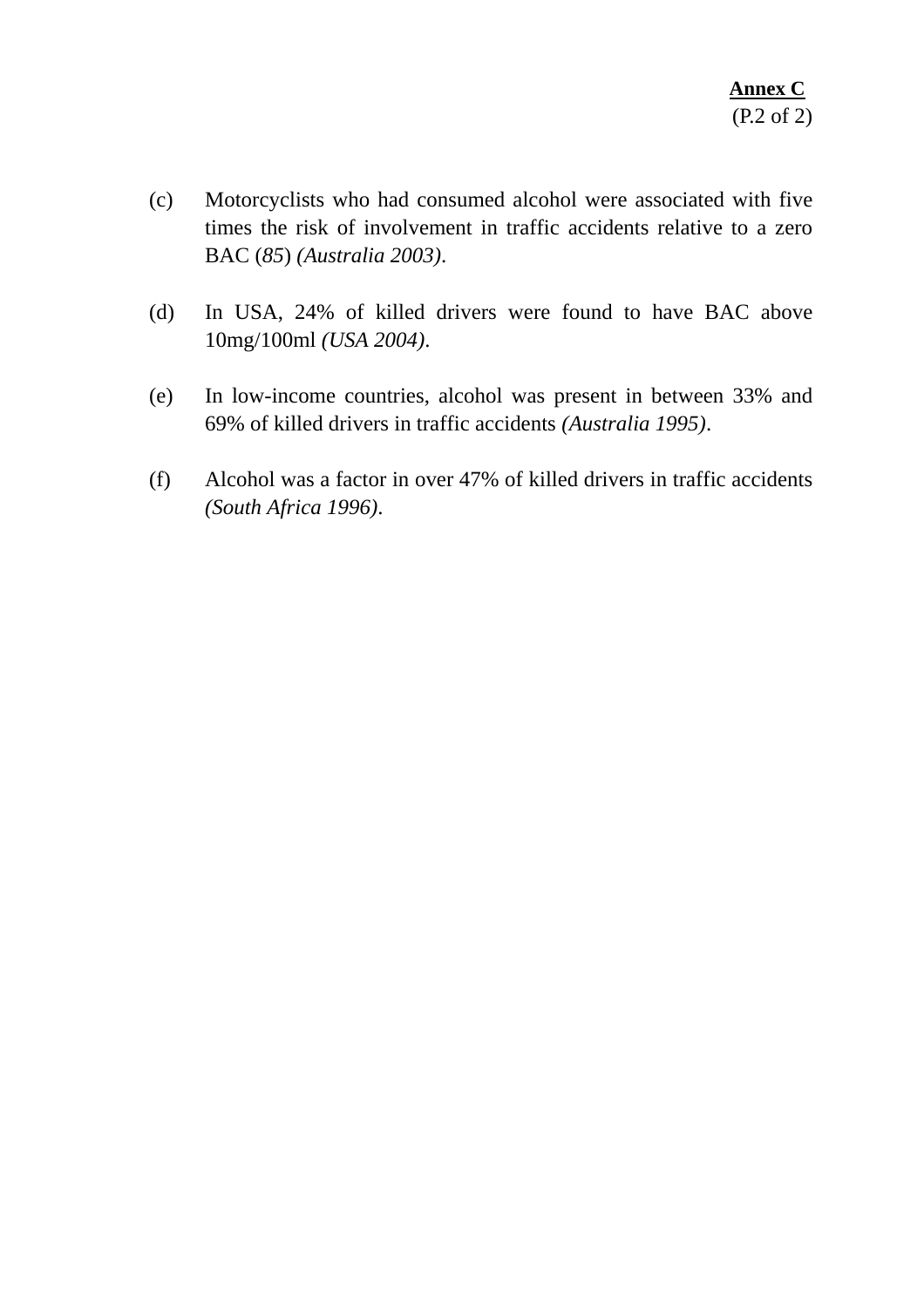**Annex C**
(P.2 of 2)

(c) Motorcyclists who had consumed alcohol were associated with five times the risk of involvement in traffic accidents relative to a zero BAC (*85*) *(Australia 2003)*.

(d) In USA, 24% of killed drivers were found to have BAC above 10mg/100ml *(USA 2004)*.

(e) In low-income countries, alcohol was present in between 33% and 69% of killed drivers in traffic accidents *(Australia 1995)*.

(f) Alcohol was a factor in over 47% of killed drivers in traffic accidents *(South Africa 1996)*.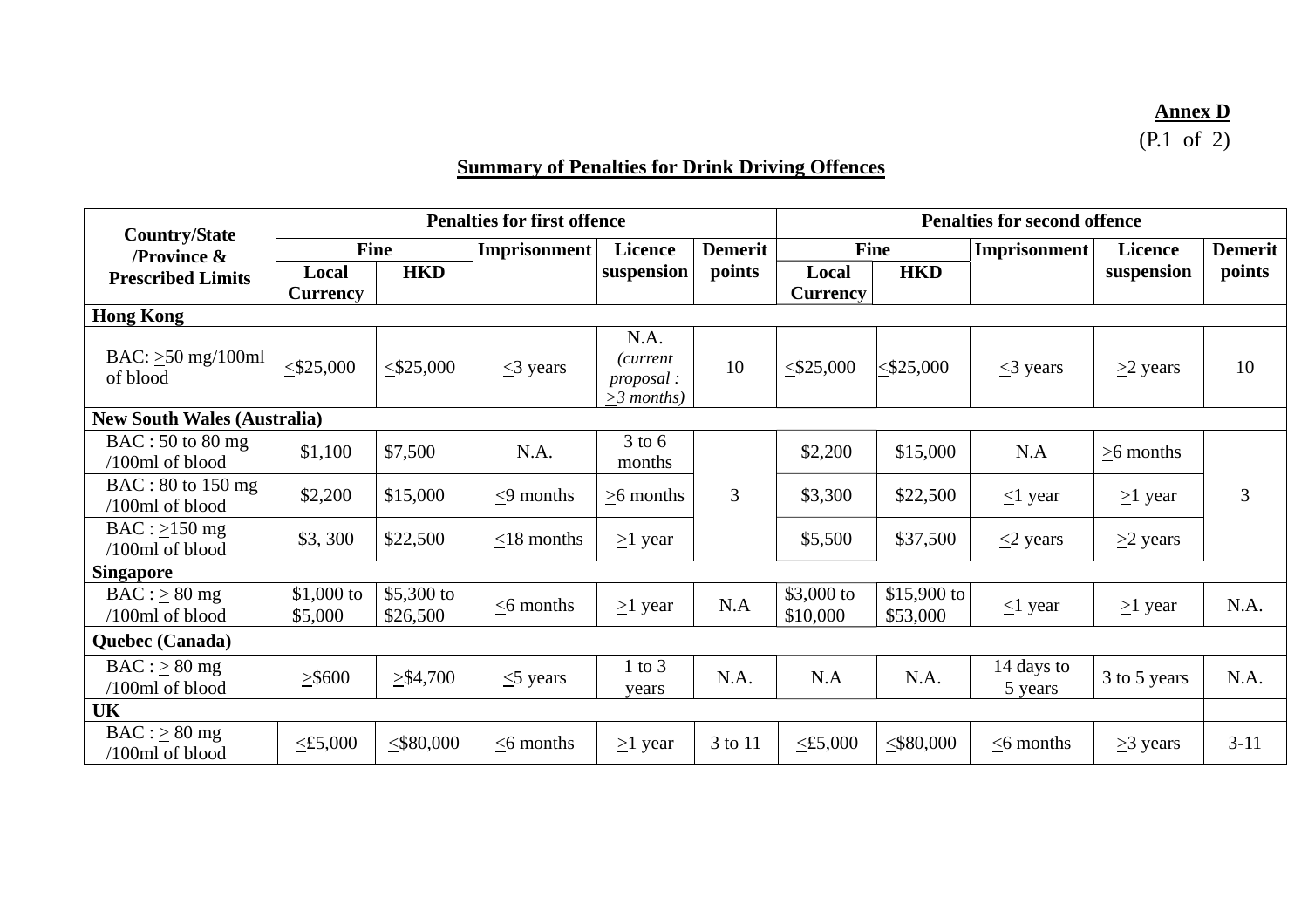**Annex D**
(P.1 of 2)

**Summary of Penalties for Drink Driving Offences**

| Country/State /Province & Prescribed Limits | Penalties for first offence | | | | | Penalties for second offence | | | | |
|---|---|---|---|---|---|---|---|---|---|---|
| | Fine | | Imprisonment | Licence suspension | Demerit points | Fine | | Imprisonment | Licence suspension | Demerit points |
| | Local Currency | HKD | | | | Local Currency | HKD | | | |
| **Hong Kong** | | | | | | | | | | |
| BAC: ≥50 mg/100ml of blood | ≤$25,000 | ≤$25,000 | ≤3 years | N.A. *(current proposal : ≥3 months)* | 10 | ≤$25,000 | ≤$25,000 | ≤3 years | ≥2 years | 10 |
| **New South Wales (Australia)** | | | | | | | | | | |
| BAC : 50 to 80 mg /100ml of blood | $1,100 | $7,500 | N.A. | 3 to 6 months | 3 | $2,200 | $15,000 | N.A | ≥6 months | 3 |
| BAC : 80 to 150 mg /100ml of blood | $2,200 | $15,000 | ≤9 months | ≥6 months | | $3,300 | $22,500 | ≤1 year | ≥1 year | |
| BAC : ≥150 mg /100ml of blood | $3, 300 | $22,500 | ≤18 months | ≥1 year | | $5,500 | $37,500 | ≤2 years | ≥2 years | |
| **Singapore** | | | | | | | | | | |
| BAC : ≥ 80 mg /100ml of blood | $1,000 to $5,000 | $5,300 to $26,500 | ≤6 months | ≥1 year | N.A | $3,000 to $10,000 | $15,900 to $53,000 | ≤1 year | ≥1 year | N.A. |
| **Quebec (Canada)** | | | | | | | | | | |
| BAC : ≥ 80 mg /100ml of blood | ≥$600 | ≥$4,700 | ≤5 years | 1 to 3 years | N.A. | N.A | N.A. | 14 days to 5 years | 3 to 5 years | N.A. |
| **UK** | | | | | | | | | | |
| BAC : ≥ 80 mg /100ml of blood | ≤£5,000 | ≤$80,000 | ≤6 months | ≥1 year | 3 to 11 | ≤£5,000 | ≤$80,000 | ≤6 months | ≥3 years | 3-11 |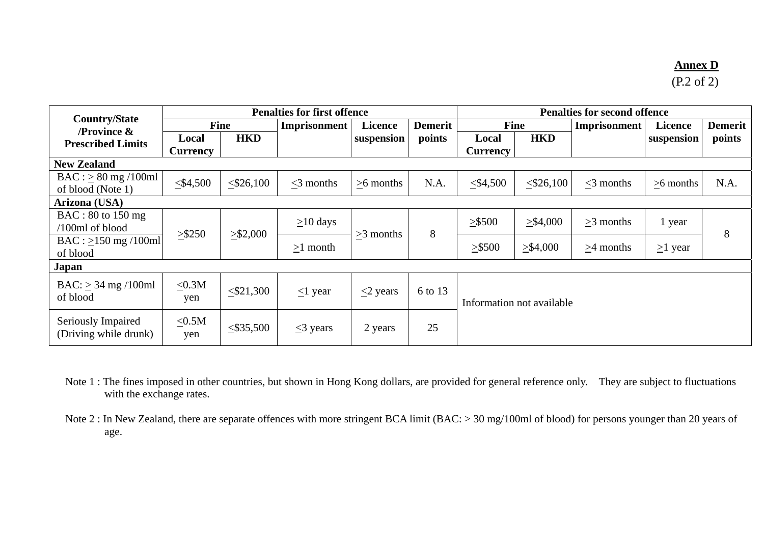**Annex D**
(P.2 of 2)

| Country/State /Province & Prescribed Limits | Penalties for first offence | | | | | Penalties for second offence | | | | |
|---|---|---|---|---|---|---|---|---|---|---|
| | Fine | | Imprisonment | Licence suspension | Demerit points | Fine | | Imprisonment | Licence suspension | Demerit points |
| | Local Currency | HKD | | | | Local Currency | HKD | | | |
| **New Zealand** | | | | | | | | | | |
| BAC : ≥ 80 mg /100ml of blood (Note 1) | ≤$4,500 | ≤$26,100 | ≤3 months | ≥6 months | N.A. | ≤$4,500 | ≤$26,100 | ≤3 months | ≥6 months | N.A. |
| **Arizona (USA)** | | | | | | | | | | |
| BAC : 80 to 150 mg /100ml of blood | ≥$250 | ≥$2,000 | ≥10 days | ≥3 months | 8 | ≥$500 | ≥$4,000 | ≥3 months | 1 year | 8 |
| BAC : ≥150 mg /100ml of blood | | | ≥1 month | | | ≥$500 | ≥$4,000 | ≥4 months | ≥1 year | |
| **Japan** | | | | | | | | | | |
| BAC: ≥ 34 mg /100ml of blood | ≤0.3M yen | ≤$21,300 | ≤1 year | ≤2 years | 6 to 13 | Information not available | | | | |
| Seriously Impaired (Driving while drunk) | ≤0.5M yen | ≤$35,500 | ≤3 years | 2 years | 25 | | | | | |

Note 1 : The fines imposed in other countries, but shown in Hong Kong dollars, are provided for general reference only. They are subject to fluctuations with the exchange rates.

Note 2 : In New Zealand, there are separate offences with more stringent BCA limit (BAC: > 30 mg/100ml of blood) for persons younger than 20 years of age.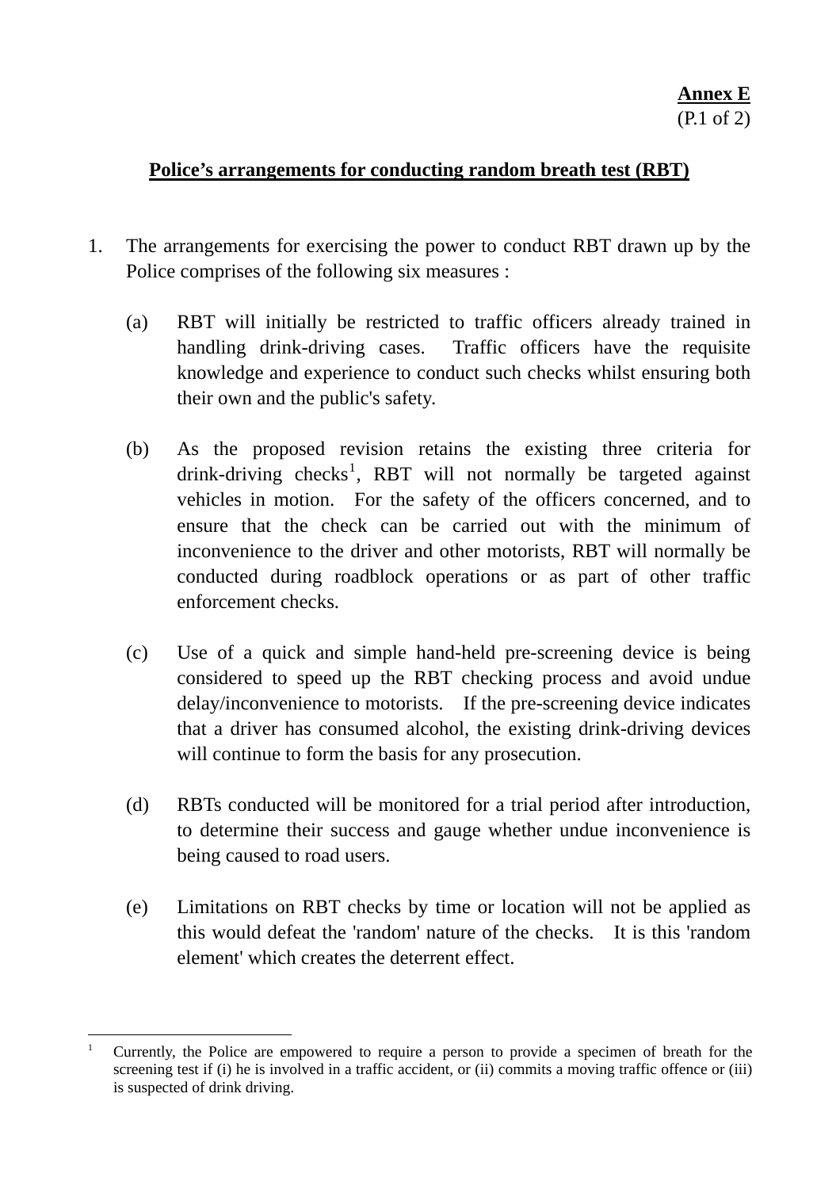**Annex E**
(P.1 of 2)

**Police's arrangements for conducting random breath test (RBT)**

1. The arrangements for exercising the power to conduct RBT drawn up by the Police comprises of the following six measures :

   (a) RBT will initially be restricted to traffic officers already trained in handling drink-driving cases. Traffic officers have the requisite knowledge and experience to conduct such checks whilst ensuring both their own and the public's safety.

   (b) As the proposed revision retains the existing three criteria for drink-driving checks[1], RBT will not normally be targeted against vehicles in motion. For the safety of the officers concerned, and to ensure that the check can be carried out with the minimum of inconvenience to the driver and other motorists, RBT will normally be conducted during roadblock operations or as part of other traffic enforcement checks.

   (c) Use of a quick and simple hand-held pre-screening device is being considered to speed up the RBT checking process and avoid undue delay/inconvenience to motorists. If the pre-screening device indicates that a driver has consumed alcohol, the existing drink-driving devices will continue to form the basis for any prosecution.

   (d) RBTs conducted will be monitored for a trial period after introduction, to determine their success and gauge whether undue inconvenience is being caused to road users.

   (e) Limitations on RBT checks by time or location will not be applied as this would defeat the 'random' nature of the checks. It is this 'random element' which creates the deterrent effect.

---

[1] Currently, the Police are empowered to require a person to provide a specimen of breath for the screening test if (i) he is involved in a traffic accident, or (ii) commits a moving traffic offence or (iii) is suspected of drink driving.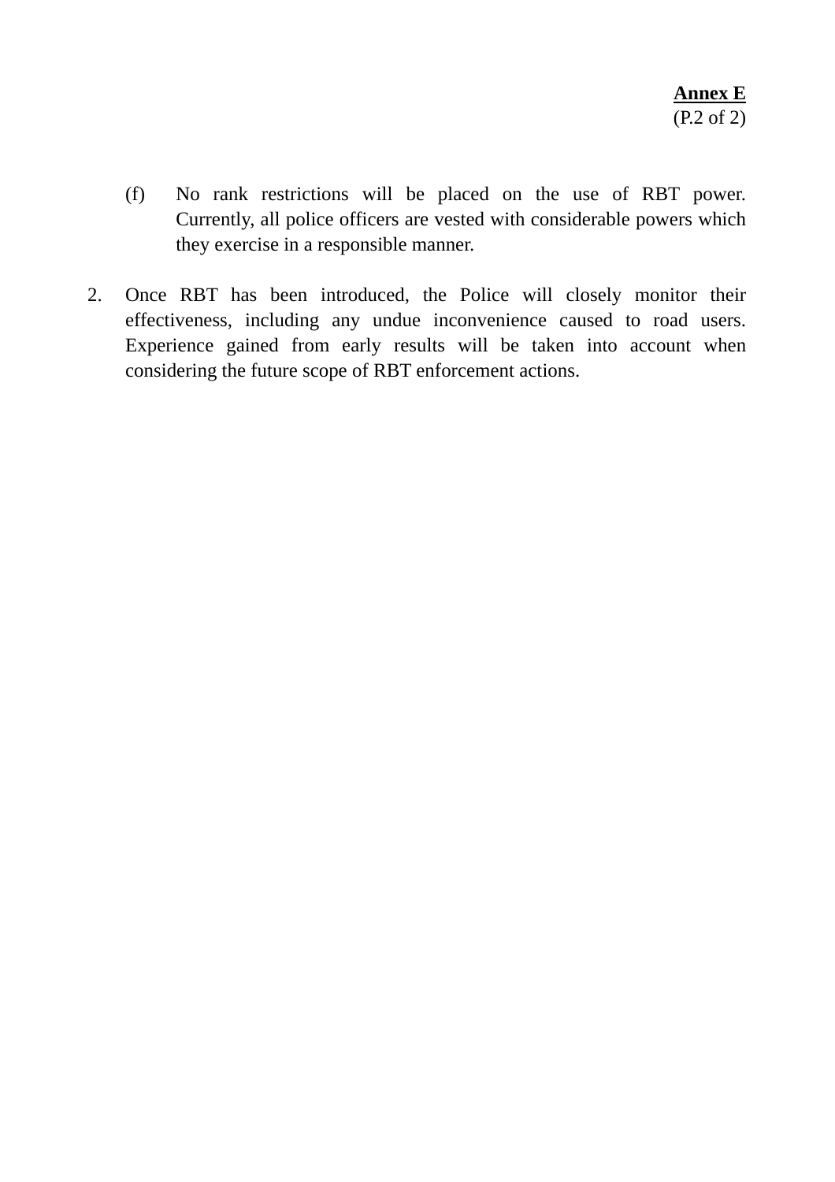**Annex E**
(P.2 of 2)

(f) No rank restrictions will be placed on the use of RBT power. Currently, all police officers are vested with considerable powers which they exercise in a responsible manner.

2. Once RBT has been introduced, the Police will closely monitor their effectiveness, including any undue inconvenience caused to road users. Experience gained from early results will be taken into account when considering the future scope of RBT enforcement actions.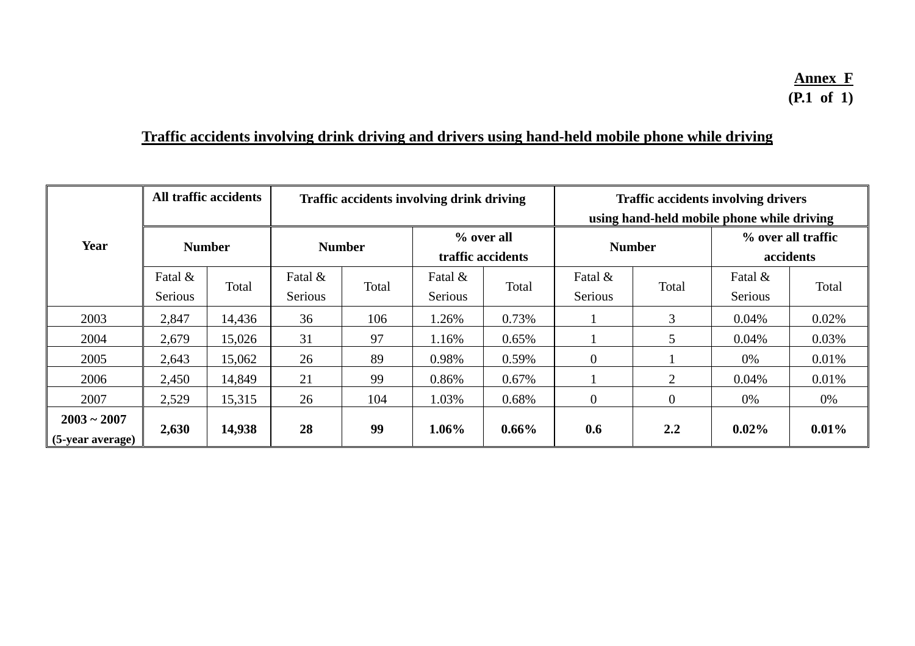**Annex F**
**(P.1 of 1)**

## Traffic accidents involving drink driving and drivers using hand-held mobile phone while driving

| Year | All traffic accidents | | Traffic accidents involving drink driving | | | | Traffic accidents involving drivers using hand-held mobile phone while driving | | | |
|---|---|---|---|---|---|---|---|---|---|---|
| | Number | | Number | | % over all traffic accidents | | Number | | % over all traffic accidents | |
| | Fatal & Serious | Total | Fatal & Serious | Total | Fatal & Serious | Total | Fatal & Serious | Total | Fatal & Serious | Total |
| 2003 | 2,847 | 14,436 | 36 | 106 | 1.26% | 0.73% | 1 | 3 | 0.04% | 0.02% |
| 2004 | 2,679 | 15,026 | 31 | 97 | 1.16% | 0.65% | 1 | 5 | 0.04% | 0.03% |
| 2005 | 2,643 | 15,062 | 26 | 89 | 0.98% | 0.59% | 0 | 1 | 0% | 0.01% |
| 2006 | 2,450 | 14,849 | 21 | 99 | 0.86% | 0.67% | 1 | 2 | 0.04% | 0.01% |
| 2007 | 2,529 | 15,315 | 26 | 104 | 1.03% | 0.68% | 0 | 0 | 0% | 0% |
| **2003 ~ 2007 (5-year average)** | **2,630** | **14,938** | **28** | **99** | **1.06%** | **0.66%** | **0.6** | **2.2** | **0.02%** | **0.01%** |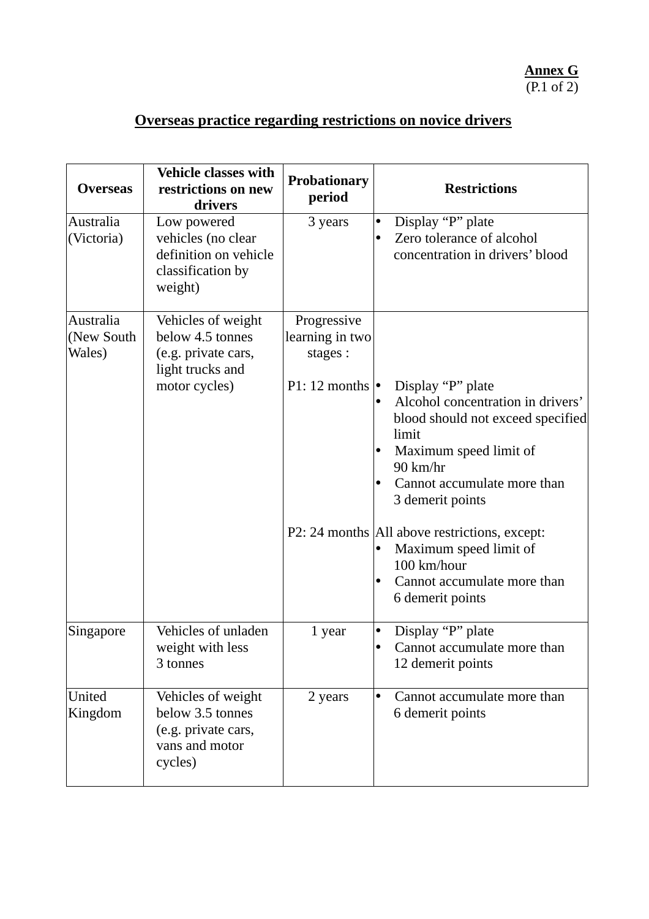**Annex G**
(P.1 of 2)

## Overseas practice regarding restrictions on novice drivers

| Overseas | Vehicle classes with restrictions on new drivers | Probationary period | Restrictions |
|---|---|---|---|
| Australia (Victoria) | Low powered vehicles (no clear definition on vehicle classification by weight) | 3 years | • Display "P" plate<br>• Zero tolerance of alcohol concentration in drivers' blood |
| Australia (New South Wales) | Vehicles of weight below 4.5 tonnes (e.g. private cars, light trucks and motor cycles) | Progressive learning in two stages :<br><br>P1: 12 months | • Display "P" plate<br>• Alcohol concentration in drivers' blood should not exceed specified limit<br>• Maximum speed limit of 90 km/hr<br>• Cannot accumulate more than 3 demerit points |
| | | P2: 24 months | All above restrictions, except:<br>• Maximum speed limit of 100 km/hour<br>• Cannot accumulate more than 6 demerit points |
| Singapore | Vehicles of unladen weight with less 3 tonnes | 1 year | • Display "P" plate<br>• Cannot accumulate more than 12 demerit points |
| United Kingdom | Vehicles of weight below 3.5 tonnes (e.g. private cars, vans and motor cycles) | 2 years | • Cannot accumulate more than 6 demerit points |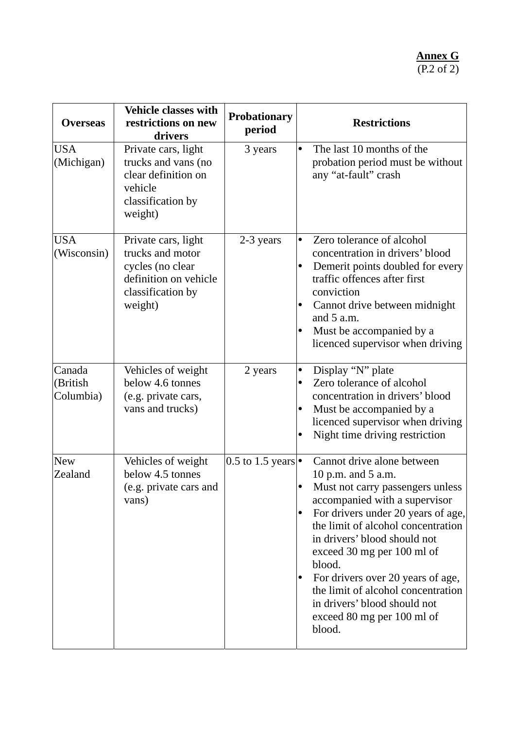**Annex G**
(P.2 of 2)

| Overseas | Vehicle classes with restrictions on new drivers | Probationary period | Restrictions |
|---|---|---|---|
| USA (Michigan) | Private cars, light trucks and vans (no clear definition on vehicle classification by weight) | 3 years | • The last 10 months of the probation period must be without any "at-fault" crash |
| USA (Wisconsin) | Private cars, light trucks and motor cycles (no clear definition on vehicle classification by weight) | 2-3 years | • Zero tolerance of alcohol concentration in drivers' blood<br>• Demerit points doubled for every traffic offences after first conviction<br>• Cannot drive between midnight and 5 a.m.<br>• Must be accompanied by a licenced supervisor when driving |
| Canada (British Columbia) | Vehicles of weight below 4.6 tonnes (e.g. private cars, vans and trucks) | 2 years | • Display "N" plate<br>• Zero tolerance of alcohol concentration in drivers' blood<br>• Must be accompanied by a licenced supervisor when driving<br>• Night time driving restriction |
| New Zealand | Vehicles of weight below 4.5 tonnes (e.g. private cars and vans) | 0.5 to 1.5 years | • Cannot drive alone between 10 p.m. and 5 a.m.<br>• Must not carry passengers unless accompanied with a supervisor<br>• For drivers under 20 years of age, the limit of alcohol concentration in drivers' blood should not exceed 30 mg per 100 ml of blood.<br>• For drivers over 20 years of age, the limit of alcohol concentration in drivers' blood should not exceed 80 mg per 100 ml of blood. |